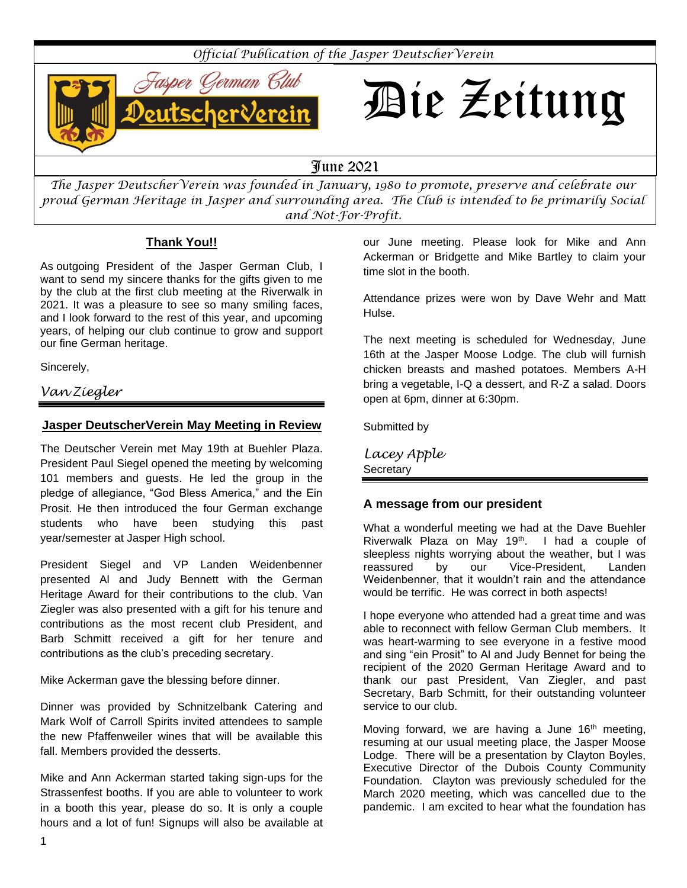*Official Publication of the Jasper DeutscherVerein*

Jasper German Club DeutscherVerein

# Die Zeitung

June 2021

*The Jasper DeutscherVerein was founded in January, 1980 to promote, preserve and celebrate our proud German Heritage in Jasper and surrounding area. The Club is intended to be primarily Social and Not-For-Profit.*

## Thank You!!

As outgoing President of the Jasper German Club, I want to send my sincere thanks for the gifts given to me by the club at the first club meeting at the Riverwalk in 2021. It was a pleasure to see so many smiling faces, and I look forward to the rest of this year, and upcoming years, of helping our club continue to grow and support our fine German heritage.

Sincerely,

*Van Ziegler*

## Jasper DeutscherVerein May Meeting in Review

The Deutscher Verein met May 19th at Buehler Plaza. President Paul Siegel opened the meeting by welcoming 101 members and guests. He led the group in the pledge of allegiance, "God Bless America," and the Ein Prosit. He then introduced the four German exchange students who have been studying this past year/semester at Jasper High school.

President Siegel and VP Landen Weidenbenner presented Al and Judy Bennett with the German Heritage Award for their contributions to the club. Van Ziegler was also presented with a gift for his tenure and contributions as the most recent club President, and Barb Schmitt received a gift for her tenure and contributions as the club's preceding secretary.

Mike Ackerman gave the blessing before dinner.

Dinner was provided by Schnitzelbank Catering and Mark Wolf of Carroll Spirits invited attendees to sample the new Pfaffenweiler wines that will be available this fall. Members provided the desserts.

Mike and Ann Ackerman started taking sign-ups for the Strassenfest booths. If you are able to volunteer to work in a booth this year, please do so. It is only a couple hours and a lot of fun! Signups will also be available at our June meeting. Please look for Mike and Ann Ackerman or Bridgette and Mike Bartley to claim your time slot in the booth.

Attendance prizes were won by Dave Wehr and Matt Hulse.

The next meeting is scheduled for Wednesday, June 16th at the Jasper Moose Lodge. The club will furnish chicken breasts and mashed potatoes. Members A-H bring a vegetable, I-Q a dessert, and R-Z a salad. Doors open at 6pm, dinner at 6:30pm.

Submitted by

*Lacey Apple*
Secretary

## A message from our president

What a wonderful meeting we had at the Dave Buehler Riverwalk Plaza on May 19th. I had a couple of sleepless nights worrying about the weather, but I was reassured by our Vice-President, Landen Weidenbenner, that it wouldn't rain and the attendance would be terrific. He was correct in both aspects!

I hope everyone who attended had a great time and was able to reconnect with fellow German Club members. It was heart-warming to see everyone in a festive mood and sing "ein Prosit" to Al and Judy Bennet for being the recipient of the 2020 German Heritage Award and to thank our past President, Van Ziegler, and past Secretary, Barb Schmitt, for their outstanding volunteer service to our club.

Moving forward, we are having a June 16th meeting, resuming at our usual meeting place, the Jasper Moose Lodge. There will be a presentation by Clayton Boyles, Executive Director of the Dubois County Community Foundation. Clayton was previously scheduled for the March 2020 meeting, which was cancelled due to the pandemic. I am excited to hear what the foundation has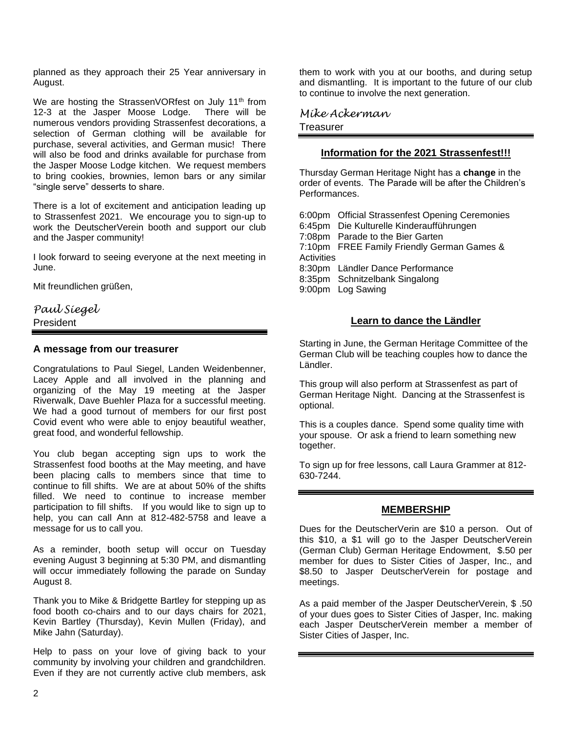planned as they approach their 25 Year anniversary in August.

We are hosting the StrassenVORfest on July 11th from 12-3 at the Jasper Moose Lodge. There will be numerous vendors providing Strassenfest decorations, a selection of German clothing will be available for purchase, several activities, and German music! There will also be food and drinks available for purchase from the Jasper Moose Lodge kitchen. We request members to bring cookies, brownies, lemon bars or any similar "single serve" desserts to share.

There is a lot of excitement and anticipation leading up to Strassenfest 2021. We encourage you to sign-up to work the DeutscherVerein booth and support our club and the Jasper community!

I look forward to seeing everyone at the next meeting in June.

Mit freundlichen grüßen,

*Paul Siegel*
President

---

### A message from our treasurer

Congratulations to Paul Siegel, Landen Weidenbenner, Lacey Apple and all involved in the planning and organizing of the May 19 meeting at the Jasper Riverwalk, Dave Buehler Plaza for a successful meeting. We had a good turnout of members for our first post Covid event who were able to enjoy beautiful weather, great food, and wonderful fellowship.

You club began accepting sign ups to work the Strassenfest food booths at the May meeting, and have been placing calls to members since that time to continue to fill shifts. We are at about 50% of the shifts filled. We need to continue to increase member participation to fill shifts. If you would like to sign up to help, you can call Ann at 812-482-5758 and leave a message for us to call you.

As a reminder, booth setup will occur on Tuesday evening August 3 beginning at 5:30 PM, and dismantling will occur immediately following the parade on Sunday August 8.

Thank you to Mike & Bridgette Bartley for stepping up as food booth co-chairs and to our days chairs for 2021, Kevin Bartley (Thursday), Kevin Mullen (Friday), and Mike Jahn (Saturday).

Help to pass on your love of giving back to your community by involving your children and grandchildren. Even if they are not currently active club members, ask them to work with you at our booths, and during setup and dismantling. It is important to the future of our club to continue to involve the next generation.

*Mike Ackerman*
Treasurer

---

### Information for the 2021 Strassenfest!!!

Thursday German Heritage Night has a **change** in the order of events. The Parade will be after the Children's Performances.

6:00pm Official Strassenfest Opening Ceremonies
6:45pm Die Kulturelle Kinderaufführungen
7:08pm Parade to the Bier Garten
7:10pm FREE Family Friendly German Games & Activities
8:30pm Ländler Dance Performance
8:35pm Schnitzelbank Singalong
9:00pm Log Sawing

### Learn to dance the Ländler

Starting in June, the German Heritage Committee of the German Club will be teaching couples how to dance the Ländler.

This group will also perform at Strassenfest as part of German Heritage Night. Dancing at the Strassenfest is optional.

This is a couples dance. Spend some quality time with your spouse. Or ask a friend to learn something new together.

To sign up for free lessons, call Laura Grammer at 812-630-7244.

---

### MEMBERSHIP

Dues for the DeutscherVerin are $10 a person. Out of this $10, a $1 will go to the Jasper DeutscherVerein (German Club) German Heritage Endowment, $.50 per member for dues to Sister Cities of Jasper, Inc., and $8.50 to Jasper DeutscherVerein for postage and meetings.

As a paid member of the Jasper DeutscherVerein, $ .50 of your dues goes to Sister Cities of Jasper, Inc. making each Jasper DeutscherVerein member a member of Sister Cities of Jasper, Inc.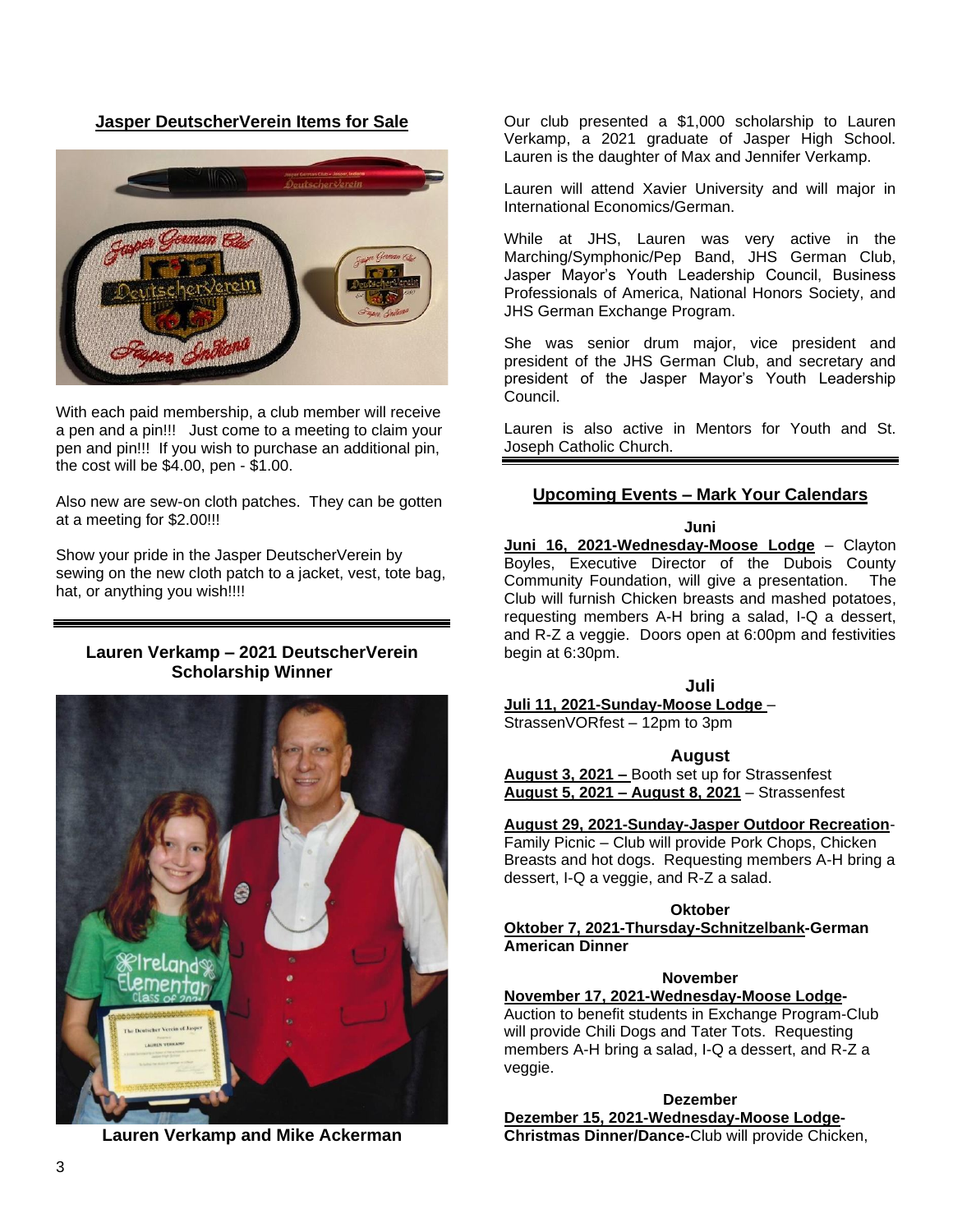## Jasper DeutscherVerein Items for Sale

With each paid membership, a club member will receive a pen and a pin!!! Just come to a meeting to claim your pen and pin!!! If you wish to purchase an additional pin, the cost will be $4.00, pen - $1.00.

Also new are sew-on cloth patches. They can be gotten at a meeting for $2.00!!!

Show your pride in the Jasper DeutscherVerein by sewing on the new cloth patch to a jacket, vest, tote bag, hat, or anything you wish!!!!

---

## Lauren Verkamp – 2021 DeutscherVerein Scholarship Winner

**Lauren Verkamp and Mike Ackerman**

Our club presented a $1,000 scholarship to Lauren Verkamp, a 2021 graduate of Jasper High School. Lauren is the daughter of Max and Jennifer Verkamp.

Lauren will attend Xavier University and will major in International Economics/German.

While at JHS, Lauren was very active in the Marching/Symphonic/Pep Band, JHS German Club, Jasper Mayor's Youth Leadership Council, Business Professionals of America, National Honors Society, and JHS German Exchange Program.

She was senior drum major, vice president and president of the JHS German Club, and secretary and president of the Jasper Mayor's Youth Leadership Council.

Lauren is also active in Mentors for Youth and St. Joseph Catholic Church.

---

## Upcoming Events – Mark Your Calendars

**Juni**

**Juni 16, 2021-Wednesday-Moose Lodge** – Clayton Boyles, Executive Director of the Dubois County Community Foundation, will give a presentation. The Club will furnish Chicken breasts and mashed potatoes, requesting members A-H bring a salad, I-Q a dessert, and R-Z a veggie. Doors open at 6:00pm and festivities begin at 6:30pm.

**Juli**

**Juli 11, 2021-Sunday-Moose Lodge** – StrassenVORfest – 12pm to 3pm

**August**

**August 3, 2021 –** Booth set up for Strassenfest
**August 5, 2021 – August 8, 2021** – Strassenfest

**August 29, 2021-Sunday-Jasper Outdoor Recreation**-Family Picnic – Club will provide Pork Chops, Chicken Breasts and hot dogs. Requesting members A-H bring a dessert, I-Q a veggie, and R-Z a salad.

**Oktober**

**Oktober 7, 2021-Thursday-Schnitzelbank-German American Dinner**

**November**

**November 17, 2021-Wednesday-Moose Lodge-** Auction to benefit students in Exchange Program-Club will provide Chili Dogs and Tater Tots. Requesting members A-H bring a salad, I-Q a dessert, and R-Z a veggie.

**Dezember**

**Dezember 15, 2021-Wednesday-Moose Lodge-Christmas Dinner/Dance-**Club will provide Chicken,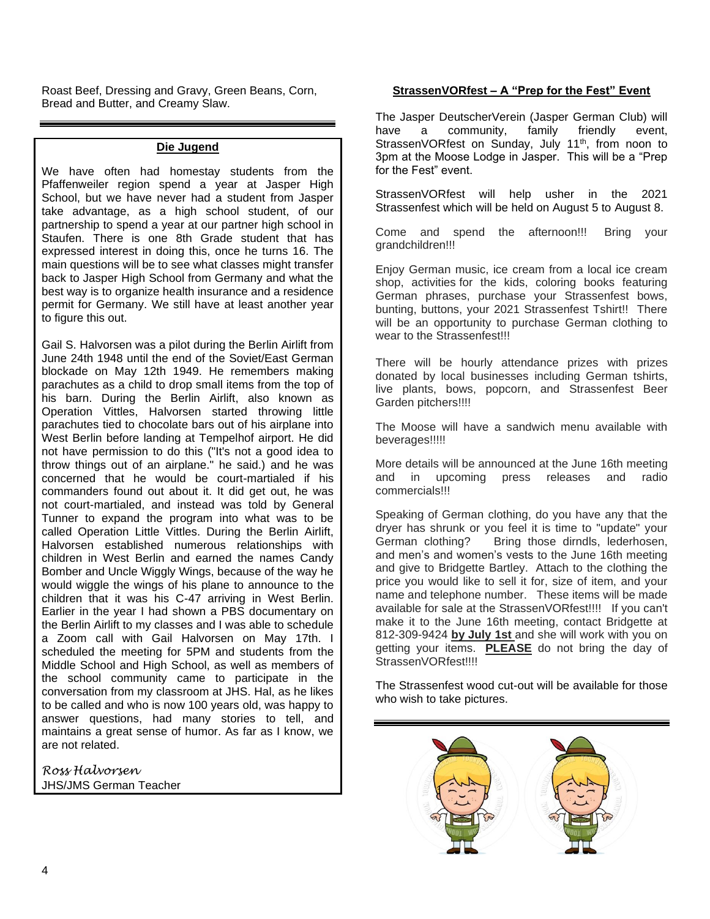Roast Beef, Dressing and Gravy, Green Beans, Corn, Bread and Butter, and Creamy Slaw.

## Die Jugend

We have often had homestay students from the Pfaffenweiler region spend a year at Jasper High School, but we have never had a student from Jasper take advantage, as a high school student, of our partnership to spend a year at our partner high school in Staufen. There is one 8th Grade student that has expressed interest in doing this, once he turns 16. The main questions will be to see what classes might transfer back to Jasper High School from Germany and what the best way is to organize health insurance and a residence permit for Germany. We still have at least another year to figure this out.

Gail S. Halvorsen was a pilot during the Berlin Airlift from June 24th 1948 until the end of the Soviet/East German blockade on May 12th 1949. He remembers making parachutes as a child to drop small items from the top of his barn. During the Berlin Airlift, also known as Operation Vittles, Halvorsen started throwing little parachutes tied to chocolate bars out of his airplane into West Berlin before landing at Tempelhof airport. He did not have permission to do this ("It's not a good idea to throw things out of an airplane." he said.) and he was concerned that he would be court-martialed if his commanders found out about it. It did get out, he was not court-martialed, and instead was told by General Tunner to expand the program into what was to be called Operation Little Vittles. During the Berlin Airlift, Halvorsen established numerous relationships with children in West Berlin and earned the names Candy Bomber and Uncle Wiggly Wings, because of the way he would wiggle the wings of his plane to announce to the children that it was his C-47 arriving in West Berlin. Earlier in the year I had shown a PBS documentary on the Berlin Airlift to my classes and I was able to schedule a Zoom call with Gail Halvorsen on May 17th. I scheduled the meeting for 5PM and students from the Middle School and High School, as well as members of the school community came to participate in the conversation from my classroom at JHS. Hal, as he likes to be called and who is now 100 years old, was happy to answer questions, had many stories to tell, and maintains a great sense of humor. As far as I know, we are not related.

*Ross Halvorsen*
JHS/JMS German Teacher

## StrassenVORfest – A "Prep for the Fest" Event

The Jasper DeutscherVerein (Jasper German Club) will have a community, family friendly event, StrassenVORfest on Sunday, July 11th, from noon to 3pm at the Moose Lodge in Jasper. This will be a "Prep for the Fest" event.

StrassenVORfest will help usher in the 2021 Strassenfest which will be held on August 5 to August 8.

Come and spend the afternoon!!! Bring your grandchildren!!!

Enjoy German music, ice cream from a local ice cream shop, activities for the kids, coloring books featuring German phrases, purchase your Strassenfest bows, bunting, buttons, your 2021 Strassenfest Tshirt!! There will be an opportunity to purchase German clothing to wear to the Strassenfest!!!

There will be hourly attendance prizes with prizes donated by local businesses including German tshirts, live plants, bows, popcorn, and Strassenfest Beer Garden pitchers!!!!

The Moose will have a sandwich menu available with beverages!!!!!

More details will be announced at the June 16th meeting and in upcoming press releases and radio commercials!!!

Speaking of German clothing, do you have any that the dryer has shrunk or you feel it is time to "update" your German clothing? Bring those dirndls, lederhosen, and men's and women's vests to the June 16th meeting and give to Bridgette Bartley. Attach to the clothing the price you would like to sell it for, size of item, and your name and telephone number. These items will be made available for sale at the StrassenVORfest!!!! If you can't make it to the June 16th meeting, contact Bridgette at 812-309-9424 **by July 1st** and she will work with you on getting your items. **PLEASE** do not bring the day of StrassenVORfest!!!!

The Strassenfest wood cut-out will be available for those who wish to take pictures.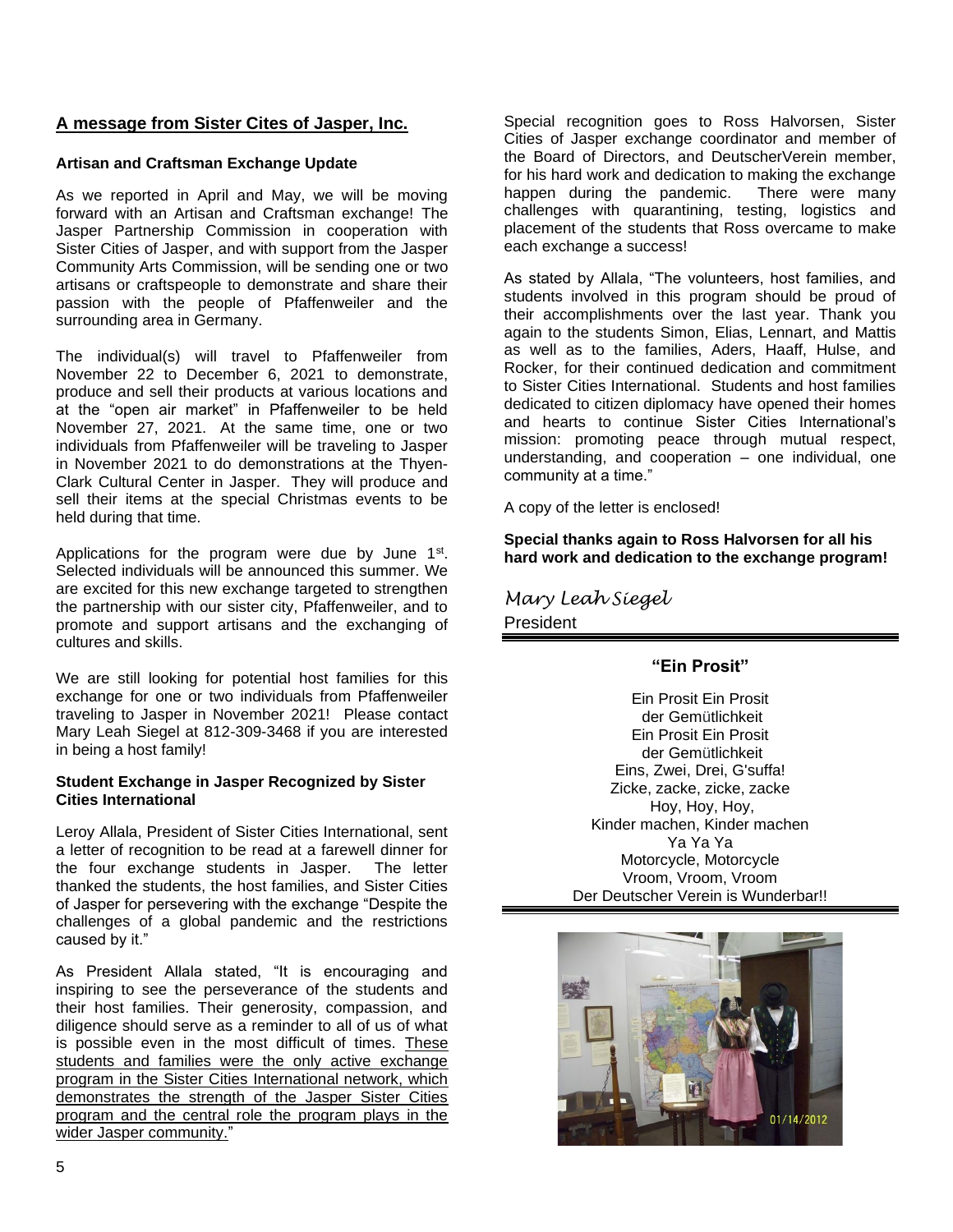## A message from Sister Cites of Jasper, Inc.

### Artisan and Craftsman Exchange Update

As we reported in April and May, we will be moving forward with an Artisan and Craftsman exchange! The Jasper Partnership Commission in cooperation with Sister Cities of Jasper, and with support from the Jasper Community Arts Commission, will be sending one or two artisans or craftspeople to demonstrate and share their passion with the people of Pfaffenweiler and the surrounding area in Germany.

The individual(s) will travel to Pfaffenweiler from November 22 to December 6, 2021 to demonstrate, produce and sell their products at various locations and at the "open air market" in Pfaffenweiler to be held November 27, 2021. At the same time, one or two individuals from Pfaffenweiler will be traveling to Jasper in November 2021 to do demonstrations at the Thyen-Clark Cultural Center in Jasper. They will produce and sell their items at the special Christmas events to be held during that time.

Applications for the program were due by June 1st. Selected individuals will be announced this summer. We are excited for this new exchange targeted to strengthen the partnership with our sister city, Pfaffenweiler, and to promote and support artisans and the exchanging of cultures and skills.

We are still looking for potential host families for this exchange for one or two individuals from Pfaffenweiler traveling to Jasper in November 2021! Please contact Mary Leah Siegel at 812-309-3468 if you are interested in being a host family!

### Student Exchange in Jasper Recognized by Sister Cities International

Leroy Allala, President of Sister Cities International, sent a letter of recognition to be read at a farewell dinner for the four exchange students in Jasper. The letter thanked the students, the host families, and Sister Cities of Jasper for persevering with the exchange "Despite the challenges of a global pandemic and the restrictions caused by it."

As President Allala stated, "It is encouraging and inspiring to see the perseverance of the students and their host families. Their generosity, compassion, and diligence should serve as a reminder to all of us of what is possible even in the most difficult of times. These students and families were the only active exchange program in the Sister Cities International network, which demonstrates the strength of the Jasper Sister Cities program and the central role the program plays in the wider Jasper community."

Special recognition goes to Ross Halvorsen, Sister Cities of Jasper exchange coordinator and member of the Board of Directors, and DeutscherVerein member, for his hard work and dedication to making the exchange happen during the pandemic. There were many challenges with quarantining, testing, logistics and placement of the students that Ross overcame to make each exchange a success!

As stated by Allala, "The volunteers, host families, and students involved in this program should be proud of their accomplishments over the last year. Thank you again to the students Simon, Elias, Lennart, and Mattis as well as to the families, Aders, Haaff, Hulse, and Rocker, for their continued dedication and commitment to Sister Cities International. Students and host families dedicated to citizen diplomacy have opened their homes and hearts to continue Sister Cities International's mission: promoting peace through mutual respect, understanding, and cooperation – one individual, one community at a time."

A copy of the letter is enclosed!

**Special thanks again to Ross Halvorsen for all his hard work and dedication to the exchange program!**

*Mary Leah Siegel*
President

---

### "Ein Prosit"

Ein Prosit Ein Prosit
der Gemütlichkeit
Ein Prosit Ein Prosit
der Gemütlichkeit!
Eins, Zwei, Drei, G'suffa!
Zicke, zacke, zicke, zacke
Hoy, Hoy, Hoy,
Kinder machen, Kinder machen
Ya Ya Ya
Motorcycle, Motorcycle
Vroom, Vroom, Vroom
Der Deutscher Verein is Wunderbar!!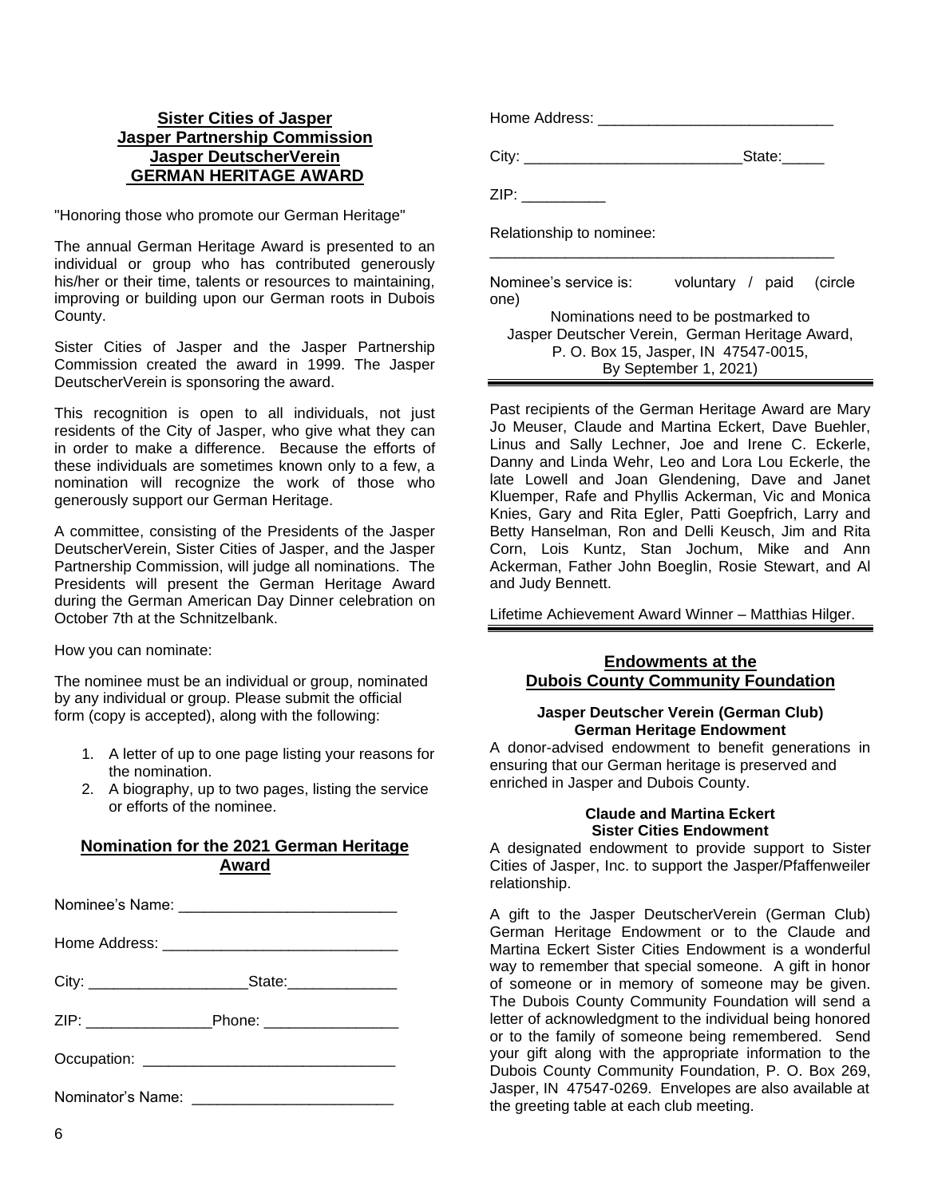## Sister Cities of Jasper
## Jasper Partnership Commission
## Jasper DeutscherVerein
## GERMAN HERITAGE AWARD

"Honoring those who promote our German Heritage"

The annual German Heritage Award is presented to an individual or group who has contributed generously his/her or their time, talents or resources to maintaining, improving or building upon our German roots in Dubois County.

Sister Cities of Jasper and the Jasper Partnership Commission created the award in 1999. The Jasper DeutscherVerein is sponsoring the award.

This recognition is open to all individuals, not just residents of the City of Jasper, who give what they can in order to make a difference. Because the efforts of these individuals are sometimes known only to a few, a nomination will recognize the work of those who generously support our German Heritage.

A committee, consisting of the Presidents of the Jasper DeutscherVerein, Sister Cities of Jasper, and the Jasper Partnership Commission, will judge all nominations. The Presidents will present the German Heritage Award during the German American Day Dinner celebration on October 7th at the Schnitzelbank.

How you can nominate:

The nominee must be an individual or group, nominated by any individual or group. Please submit the official form (copy is accepted), along with the following:

1. A letter of up to one page listing your reasons for the nomination.
2. A biography, up to two pages, listing the service or efforts of the nominee.

### Nomination for the 2021 German Heritage Award

Nominee's Name: ___________________________

Home Address: _____________________________

City: ____________________State:_____________

ZIP: ________________Phone: _________________

Occupation: _______________________________

Nominator's Name: _________________________

Home Address: _____________________________

City: ___________________________State:_____

ZIP: __________

Relationship to nominee:

_____________________________________________

Nominee's service is: voluntary / paid (circle one)

Nominations need to be postmarked to
Jasper Deutscher Verein, German Heritage Award,
P. O. Box 15, Jasper, IN 47547-0015,
By September 1, 2021)

Past recipients of the German Heritage Award are Mary Jo Meuser, Claude and Martina Eckert, Dave Buehler, Linus and Sally Lechner, Joe and Irene C. Eckerle, Danny and Linda Wehr, Leo and Lora Lou Eckerle, the late Lowell and Joan Glendening, Dave and Janet Kluemper, Rafe and Phyllis Ackerman, Vic and Monica Knies, Gary and Rita Egler, Patti Goepfrich, Larry and Betty Hanselman, Ron and Delli Keusch, Jim and Rita Corn, Lois Kuntz, Stan Jochum, Mike and Ann Ackerman, Father John Boeglin, Rosie Stewart, and Al and Judy Bennett.

Lifetime Achievement Award Winner – Matthias Hilger.

## Endowments at the Dubois County Community Foundation

### Jasper Deutscher Verein (German Club) German Heritage Endowment

A donor-advised endowment to benefit generations in ensuring that our German heritage is preserved and enriched in Jasper and Dubois County.

### Claude and Martina Eckert Sister Cities Endowment

A designated endowment to provide support to Sister Cities of Jasper, Inc. to support the Jasper/Pfaffenweiler relationship.

A gift to the Jasper DeutscherVerein (German Club) German Heritage Endowment or to the Claude and Martina Eckert Sister Cities Endowment is a wonderful way to remember that special someone. A gift in honor of someone or in memory of someone may be given. The Dubois County Community Foundation will send a letter of acknowledgment to the individual being honored or to the family of someone being remembered. Send your gift along with the appropriate information to the Dubois County Community Foundation, P. O. Box 269, Jasper, IN 47547-0269. Envelopes are also available at the greeting table at each club meeting.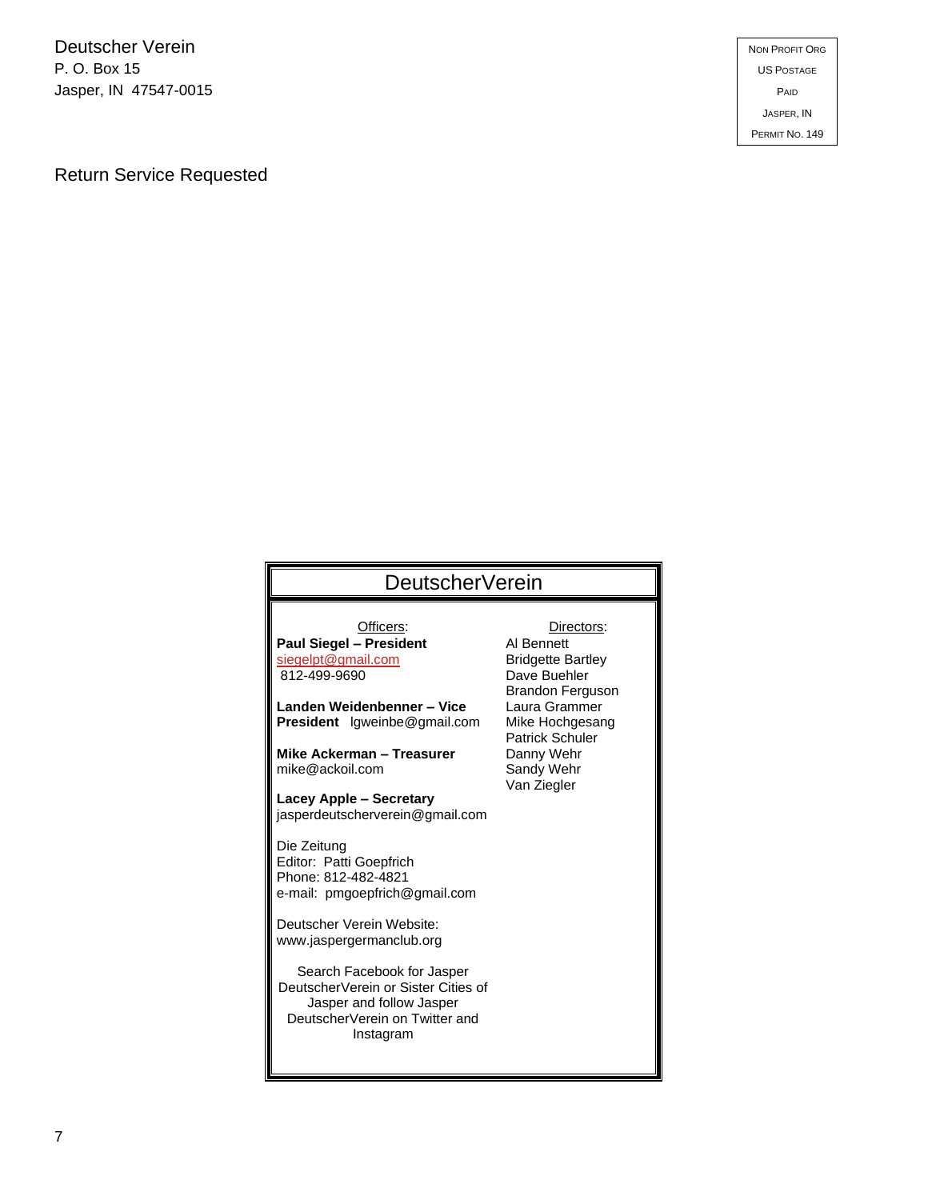Deutscher Verein
P. O. Box 15
Jasper, IN  47547-0015

Return Service Requested

NON PROFIT ORG
US POSTAGE
PAID
JASPER, IN
PERMIT NO. 149

## DeutscherVerein

Officers:

**Paul Siegel – President**
siegelpt@gmail.com
812-499-9690

**Landen Weidenbenner – Vice President** lgweinbe@gmail.com

**Mike Ackerman – Treasurer**
mike@ackoil.com

**Lacey Apple – Secretary**
jasperdeutscherverein@gmail.com

Die Zeitung
Editor: Patti Goepfrich
Phone: 812-482-4821
e-mail: pmgoepfrich@gmail.com

Deutscher Verein Website:
www.jaspergermanclub.org

Search Facebook for Jasper DeutscherVerein or Sister Cities of Jasper and follow Jasper DeutscherVerein on Twitter and Instagram

Directors:

Al Bennett
Bridgette Bartley
Dave Buehler
Brandon Ferguson
Laura Grammer
Mike Hochgesang
Patrick Schuler
Danny Wehr
Sandy Wehr
Van Ziegler